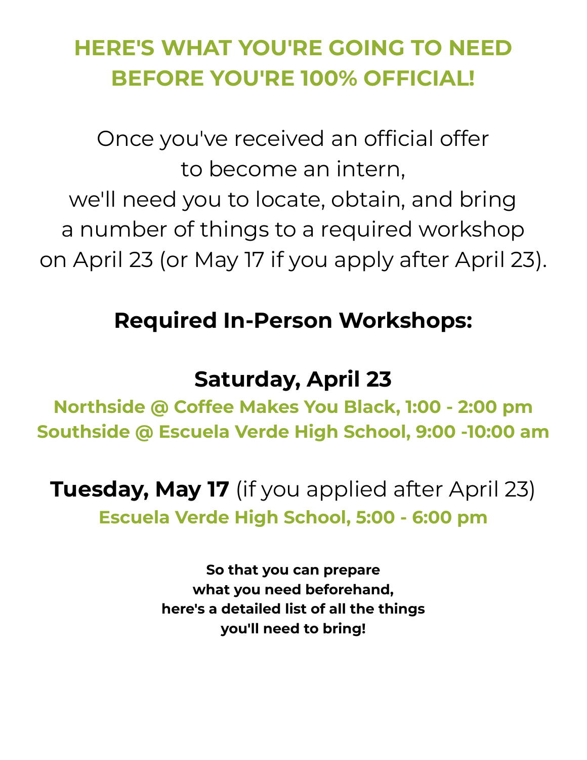# HERE'S WHAT YOU'RE GOING TO NEED BEFORE YOU'RE 100% OFFICIAL!

Once you've received an official offer to become an intern, we'll need you to locate, obtain, and bring a number of things to a required workshop on April 23 (or May 17 if you apply after April 23).

## Required In-Person Workshops:

### Saturday, April 23

**Northside @ Coffee Makes You Black, 1:00 - 2:00 pm**
**Southside @ Escuela Verde High School, 9:00 -10:00 am**

### Tuesday, May 17 (if you applied after April 23)

**Escuela Verde High School, 5:00 - 6:00 pm**

**So that you can prepare what you need beforehand, here's a detailed list of all the things you'll need to bring!**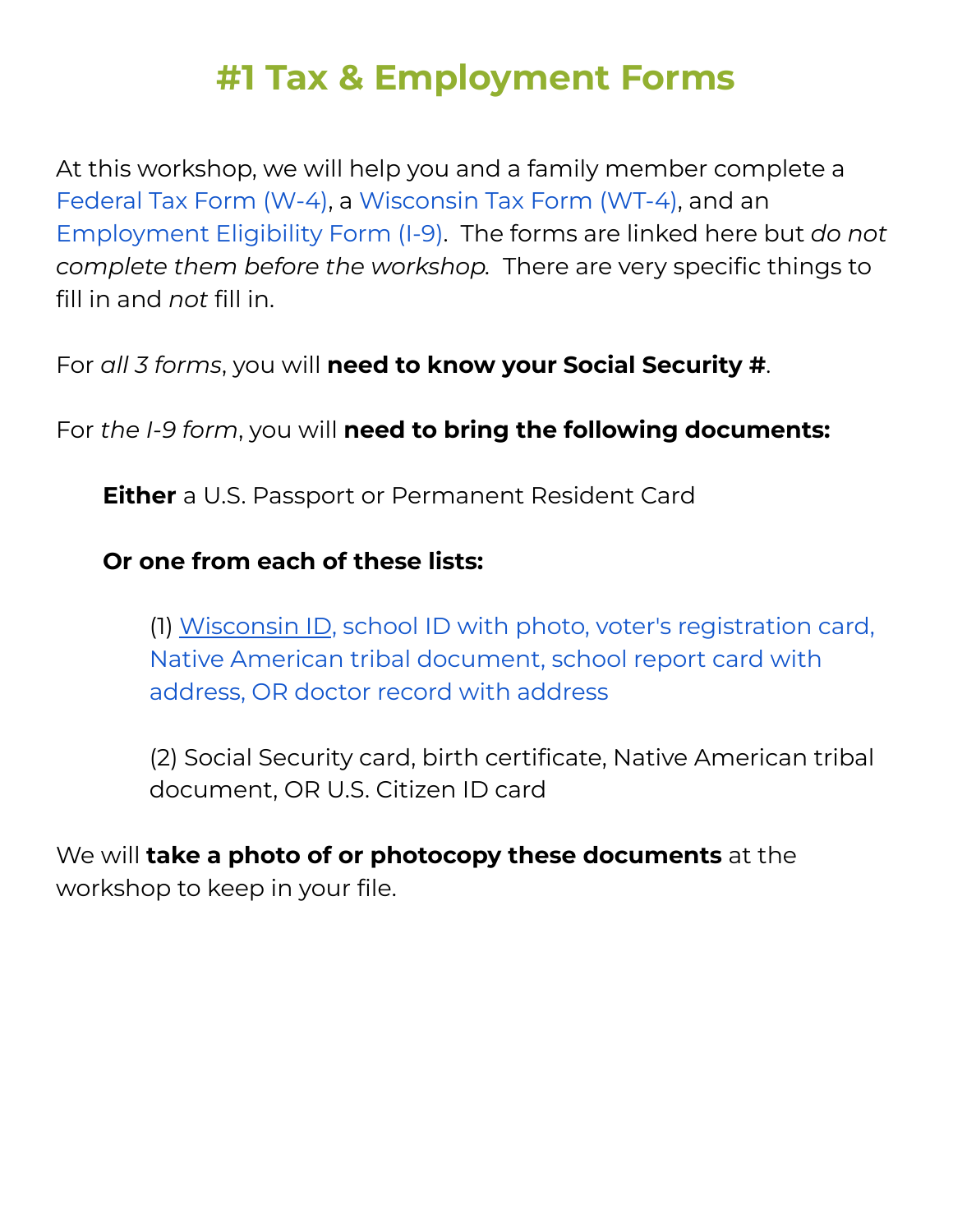# #1 Tax & Employment Forms

At this workshop, we will help you and a family member complete a Federal Tax Form (W-4), a Wisconsin Tax Form (WT-4), and an Employment Eligibility Form (I-9). The forms are linked here but *do not complete them before the workshop.* There are very specific things to fill in and *not* fill in.

For *all 3 forms*, you will **need to know your Social Security #**.

For *the I-9 form*, you will **need to bring the following documents:**

**Either** a U.S. Passport or Permanent Resident Card

**Or one from each of these lists:**

(1) Wisconsin ID, school ID with photo, voter's registration card, Native American tribal document, school report card with address, OR doctor record with address

(2) Social Security card, birth certificate, Native American tribal document, OR U.S. Citizen ID card

We will **take a photo of or photocopy these documents** at the workshop to keep in your file.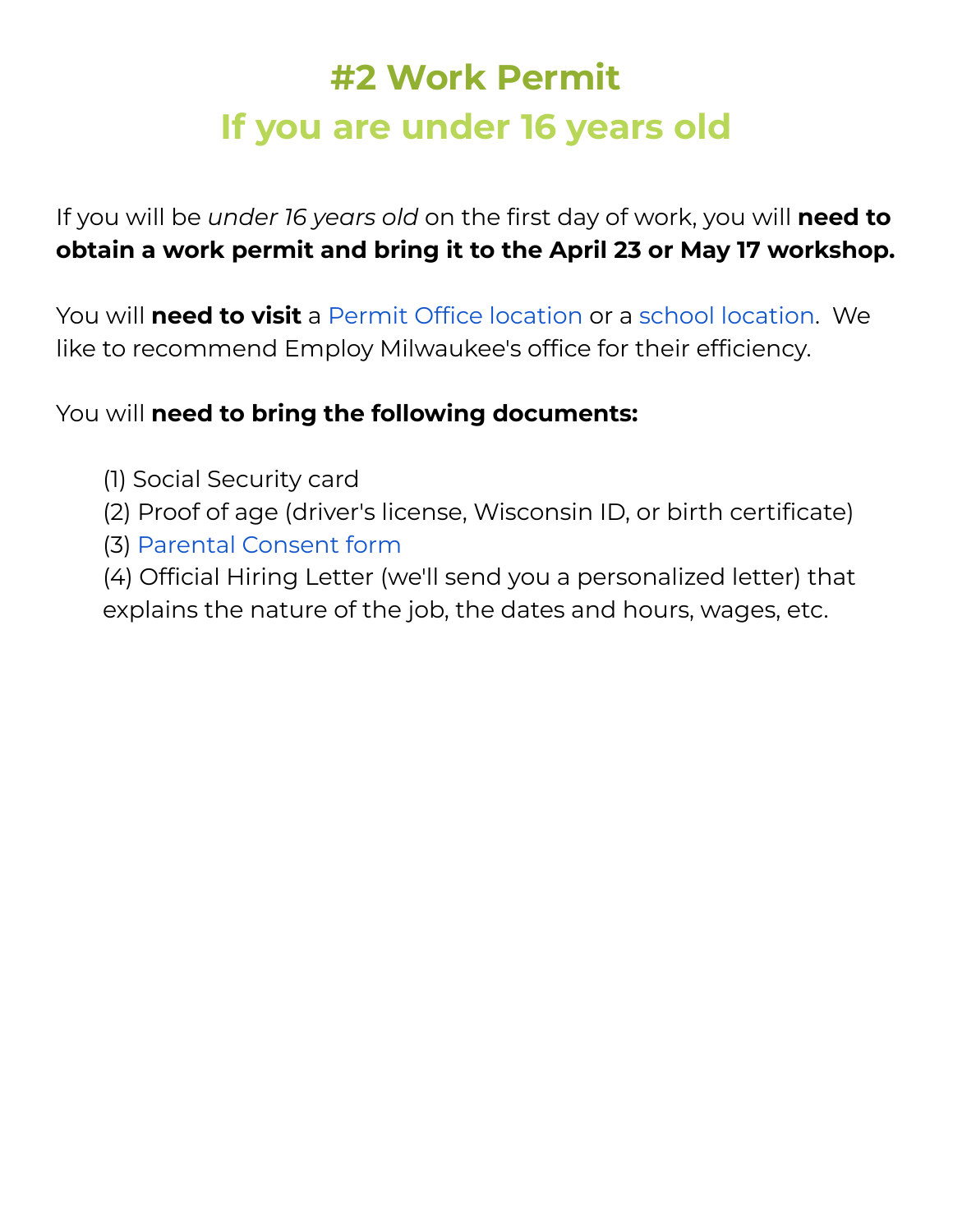# #2 Work Permit

## If you are under 16 years old

If you will be *under 16 years old* on the first day of work, you will **need to obtain a work permit and bring it to the April 23 or May 17 workshop.**

You will **need to visit** a Permit Office location or a school location. We like to recommend Employ Milwaukee's office for their efficiency.

You will **need to bring the following documents:**

(1) Social Security card
(2) Proof of age (driver's license, Wisconsin ID, or birth certificate)
(3) Parental Consent form
(4) Official Hiring Letter (we'll send you a personalized letter) that explains the nature of the job, the dates and hours, wages, etc.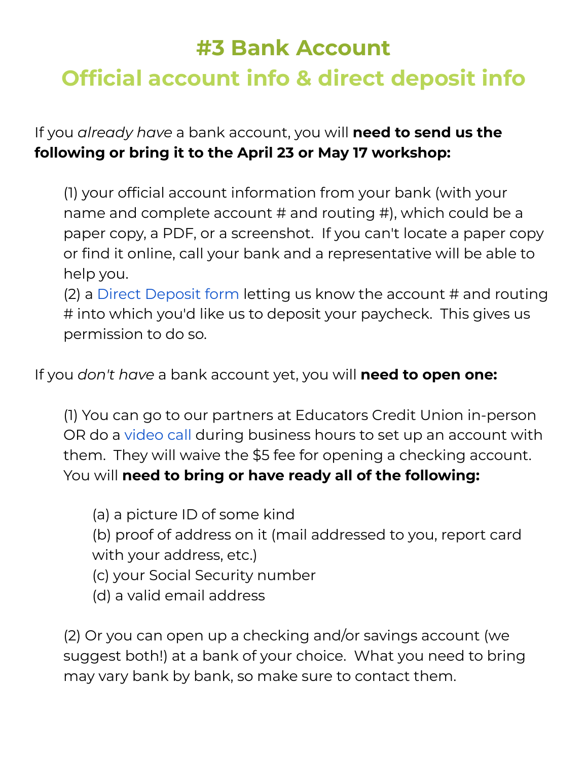# #3 Bank Account

## Official account info & direct deposit info

If you *already have* a bank account, you will **need to send us the following or bring it to the April 23 or May 17 workshop:**

(1) your official account information from your bank (with your name and complete account # and routing #), which could be a paper copy, a PDF, or a screenshot. If you can't locate a paper copy or find it online, call your bank and a representative will be able to help you.
(2) a Direct Deposit form letting us know the account # and routing # into which you'd like us to deposit your paycheck. This gives us permission to do so.

If you *don't have* a bank account yet, you will **need to open one:**

(1) You can go to our partners at Educators Credit Union in-person OR do a video call during business hours to set up an account with them. They will waive the $5 fee for opening a checking account. You will **need to bring or have ready all of the following:**

(a) a picture ID of some kind
(b) proof of address on it (mail addressed to you, report card with your address, etc.)
(c) your Social Security number
(d) a valid email address

(2) Or you can open up a checking and/or savings account (we suggest both!) at a bank of your choice. What you need to bring may vary bank by bank, so make sure to contact them.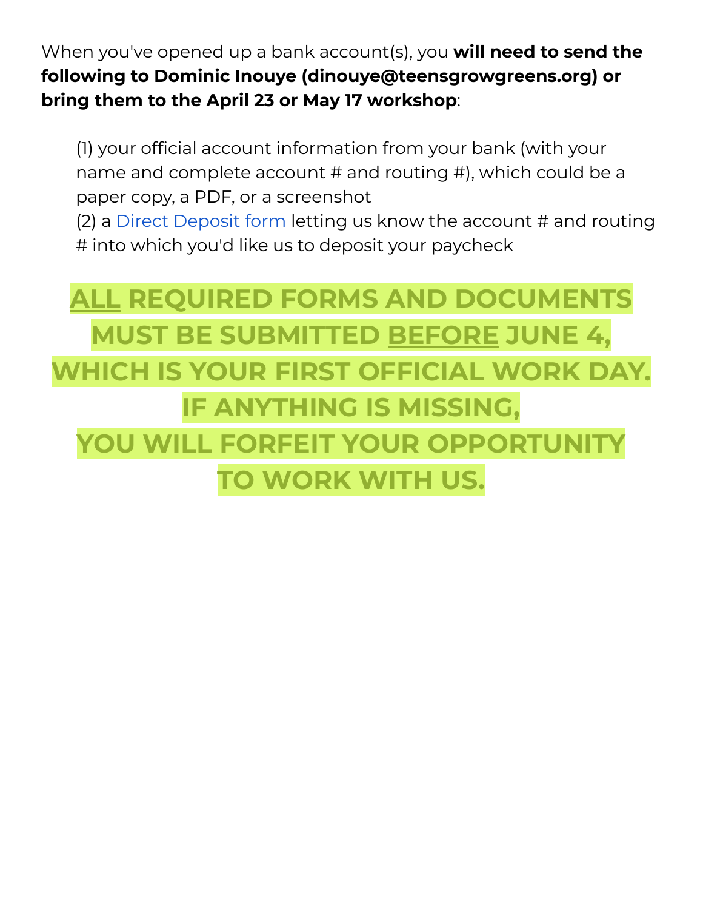When you've opened up a bank account(s), you **will need to send the following to Dominic Inouye (dinouye@teensgrowgreens.org) or bring them to the April 23 or May 17 workshop**:

(1) your official account information from your bank (with your name and complete account # and routing #), which could be a paper copy, a PDF, or a screenshot
(2) a Direct Deposit form letting us know the account # and routing # into which you'd like us to deposit your paycheck

**ALL REQUIRED FORMS AND DOCUMENTS MUST BE SUBMITTED BEFORE JUNE 4, WHICH IS YOUR FIRST OFFICIAL WORK DAY. IF ANYTHING IS MISSING, YOU WILL FORFEIT YOUR OPPORTUNITY TO WORK WITH US.**